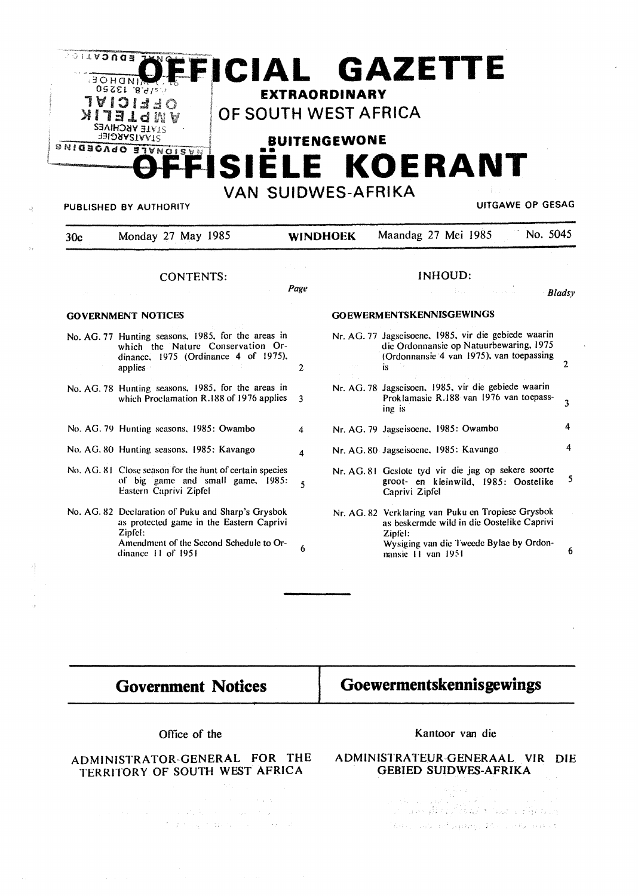# OFFICIAL GAZETTE

**EXTRAORDINARY**

**OF SOUTH WEST AFRICA**

**BUITENGEWONE**

# OFFISIËLE KOERANT

**VAN SUIDWES-AFRIKA**

PUBLISHED BY AUTHORITY — UITGAWE OP GESAG

30c — Monday 27 May 1985 — **WINDHOEK** — Maandag 27 Mei 1985 — No. 5045

## CONTENTS:

| | Page |
|---|---|
| **GOVERNMENT NOTICES** | |
| No. AG. 77 Hunting seasons, 1985, for the areas in which the Nature Conservation Ordinance, 1975 (Ordinance 4 of 1975), applies | 2 |
| No. AG. 78 Hunting seasons, 1985, for the areas in which Proclamation R.188 of 1976 applies | 3 |
| No. AG. 79 Hunting seasons, 1985: Owambo | 4 |
| No. AG. 80 Hunting seasons, 1985: Kavango | 4 |
| No. AG. 81 Close season for the hunt of certain species of big game and small game, 1985: Eastern Caprivi Zipfel | 5 |
| No. AG. 82 Declaration of Puku and Sharp's Grysbok as protected game in the Eastern Caprivi Zipfel: Amendment of the Second Schedule to Ordinance 11 of 1951 | 6 |

## INHOUD:

| | Bladsy |
|---|---|
| **GOEWERMENTSKENNISGEWINGS** | |
| Nr. AG. 77 Jagseisoene, 1985, vir die gebiede waarin die Ordonnansie op Natuurbewaring, 1975 (Ordonnansie 4 van 1975), van toepassing is | 2 |
| Nr. AG. 78 Jagseisoen, 1985, vir die gebiede waarin Proklamasie R.188 van 1976 van toepassing is | 3 |
| Nr. AG. 79 Jagseisoene, 1985: Owambo | 4 |
| Nr. AG. 80 Jagseisoene, 1985: Kavango | 4 |
| Nr. AG. 81 Geslote tyd vir die jag op sekere soorte groot- en kleinwild, 1985: Oostelike Caprivi Zipfel | 5 |
| Nr. AG. 82 Verklaring van Puku en Tropiese Grysbok as beskermde wild in die Oostelike Caprivi Zipfel: Wysiging van die Tweede Bylae by Ordonnansie 11 van 1951 | 6 |

---

## Government Notices

Office of the

ADMINISTRATOR-GENERAL FOR THE TERRITORY OF SOUTH WEST AFRICA

## Goewermentskennisgewings

Kantoor van die

ADMINISTRATEUR-GENERAAL VIR DIE GEBIED SUIDWES-AFRIKA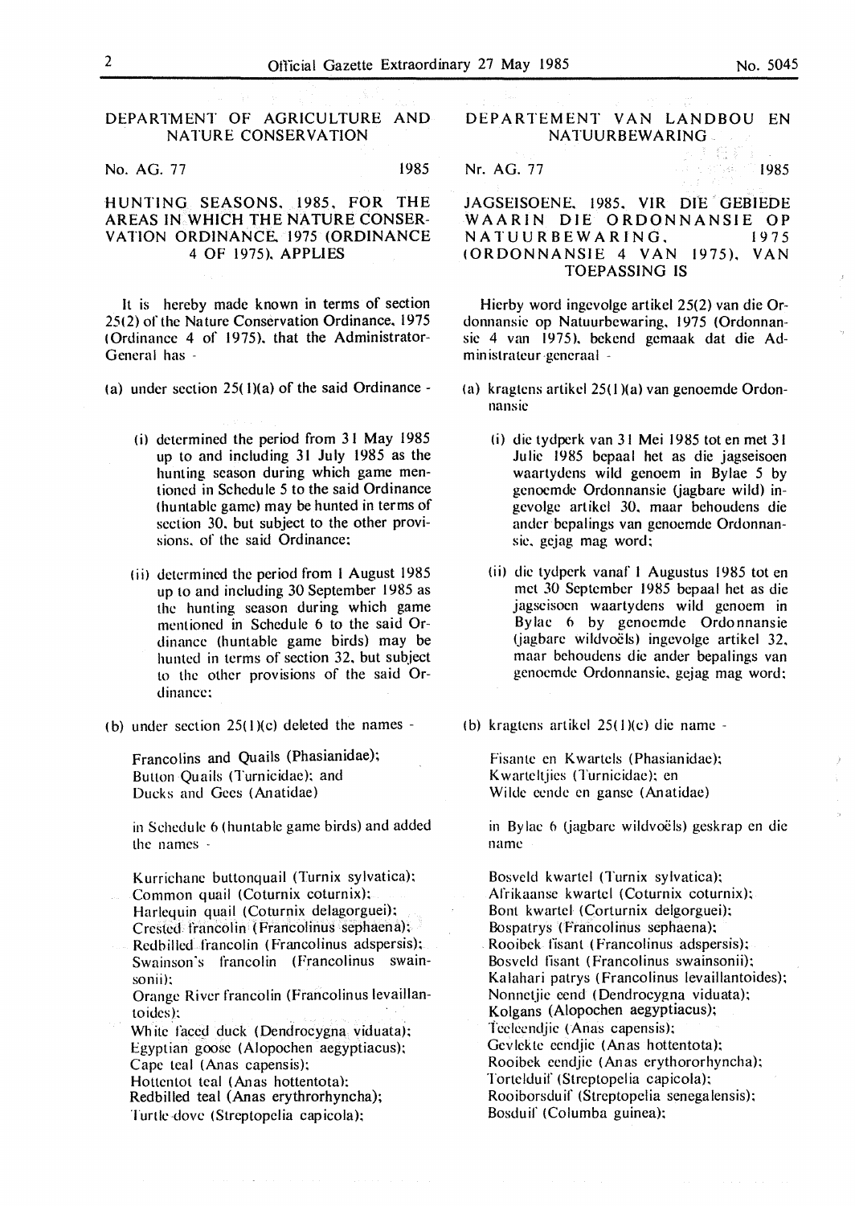## DEPARTMENT OF AGRICULTURE AND NATURE CONSERVATION

No. AG. 77 1985

### HUNTING SEASONS, 1985, FOR THE AREAS IN WHICH THE NATURE CONSERVATION ORDINANCE, 1975 (ORDINANCE 4 OF 1975), APPLIES

It is hereby made known in terms of section 25(2) of the Nature Conservation Ordinance, 1975 (Ordinance 4 of 1975), that the Administrator-General has -

(a) under section 25(1)(a) of the said Ordinance -

(i) determined the period from 31 May 1985 up to and including 31 July 1985 as the hunting season during which game mentioned in Schedule 5 to the said Ordinance (huntable game) may be hunted in terms of section 30, but subject to the other provisions of the said Ordinance;

(ii) determined the period from 1 August 1985 up to and including 30 September 1985 as the hunting season during which game mentioned in Schedule 6 to the said Ordinance (huntable game birds) may be hunted in terms of section 32, but subject to the other provisions of the said Ordinance;

(b) under section 25(1)(c) deleted the names -

Francolins and Quails (Phasianidae);
Button Quails (Turnicidae); and
Ducks and Gees (Anatidae)

in Schedule 6 (huntable game birds) and added the names -

Kurrichane buttonquail (Turnix sylvatica);
Common quail (Coturnix coturnix);
Harlequin quail (Coturnix delagorguei);
Crested francolin (Francolinus sephaena);
Redbilled francolin (Francolinus adspersis);
Swainson's francolin (Francolinus swainsonii);
Orange River francolin (Francolinus levaillantoides);
White faced duck (Dendrocygna viduata);
Egyptian goose (Alopochen aegyptiacus);
Cape teal (Anas capensis);
Hottentot teal (Anas hottentota);
Redbilled teal (Anas erythrorhyncha);
Turtle-dove (Streptopelia capicola);

## DEPARTEMENT VAN LANDBOU EN NATUURBEWARING

Nr. AG. 77 1985

### JAGSEISOENE, 1985, VIR DIE GEBIEDE WAARIN DIE ORDONNANSIE OP NATUURBEWARING, 1975 (ORDONNANSIE 4 VAN 1975), VAN TOEPASSING IS

Hierby word ingevolge artikel 25(2) van die Ordonnansie op Natuurbewaring, 1975 (Ordonnansie 4 van 1975), bekend gemaak dat die Administrateur-generaal -

(a) kragtens artikel 25(1)(a) van genoemde Ordonnansie

(i) die tydperk van 31 Mei 1985 tot en met 31 Julie 1985 bepaal het as die jagseisoen waartydens wild genoem in Bylae 5 by genoemde Ordonnansie (jagbare wild) ingevolge artikel 30, maar behoudens die ander bepalings van genoemde Ordonnansie, gejag mag word;

(ii) die tydperk vanaf 1 Augustus 1985 tot en met 30 September 1985 bepaal het as die jagseisoen waartydens wild genoem in Bylae 6 by genoemde Ordonnansie (jagbare wildvoëls) ingevolge artikel 32, maar behoudens die ander bepalings van genoemde Ordonnansie, gejag mag word;

(b) kragtens artikel 25(1)(c) die name -

Fisante en Kwartels (Phasianidae);
Kwarteltjies (Turnicidae); en
Wilde eende en ganse (Anatidae)

in Bylae 6 (jagbare wildvoëls) geskrap en die name

Bosveld kwartel (Turnix sylvatica);
Afrikaanse kwartel (Coturnix coturnix);
Bont kwartel (Corturnix delgorguei);
Bospatrys (Francolinus sephaena);
Rooibek fisant (Francolinus adspersis);
Bosveld fisant (Francolinus swainsonii);
Kalahari patrys (Francolinus levaillantoides);
Nonnetjie eend (Dendrocygna viduata);
Kolgans (Alopochen aegyptiacus);
Teeleendjie (Anas capensis);
Gevlekte eendjie (Anas hottentota);
Rooibek eendjie (Anas erythororhyncha);
Tortelduif (Streptopelia capicola);
Rooiborsduif (Streptopelia senegalensis);
Bosduif (Columba guinea);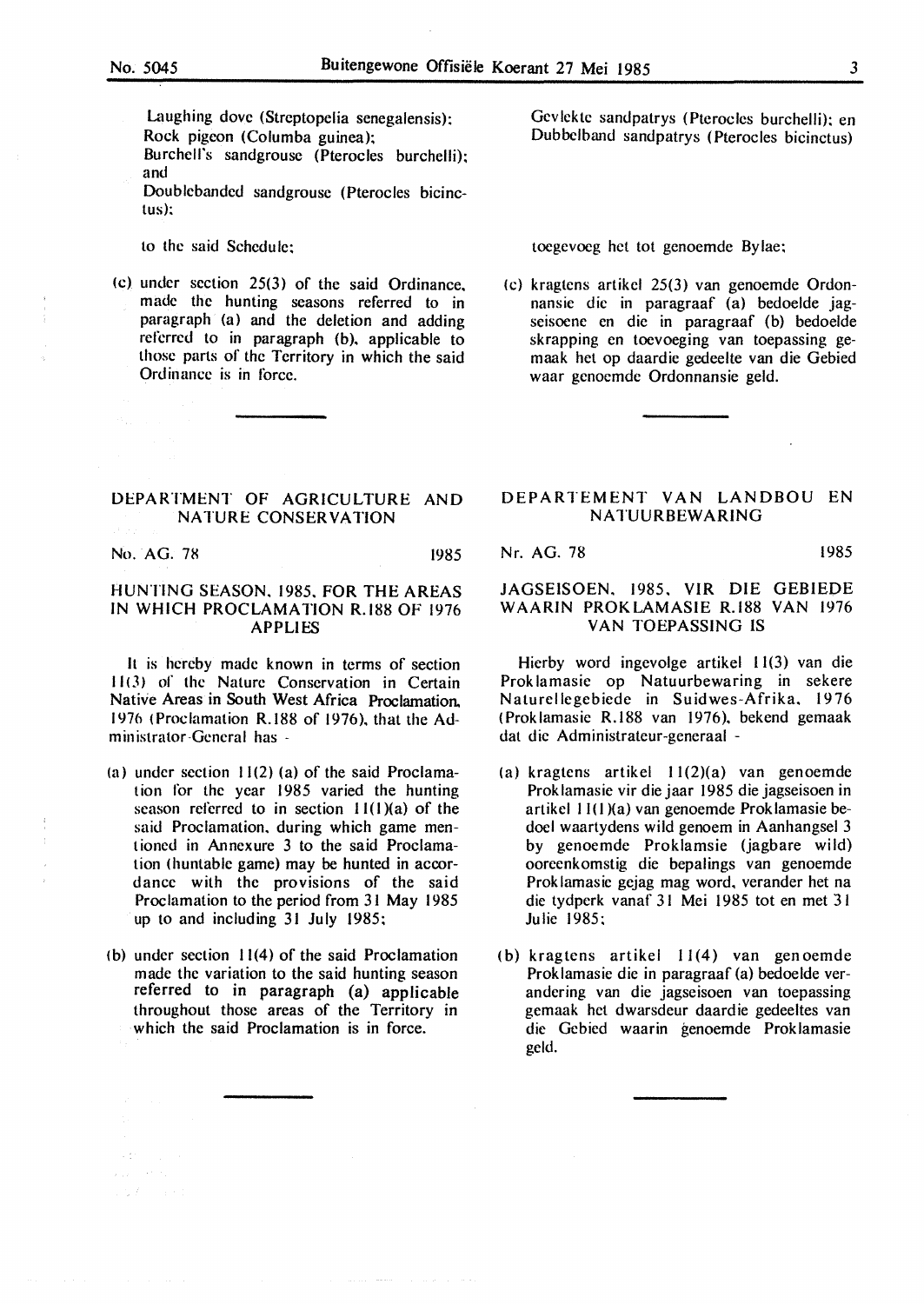Laughing dove (Streptopelia senegalensis);
Rock pigeon (Columba guinea);
Burchell's sandgrouse (Pterocles burchelli); and
Doublebanded sandgrouse (Pterocles bicinctus);

to the said Schedule;

(c) under section 25(3) of the said Ordinance, made the hunting seasons referred to in paragraph (a) and the deletion and adding referred to in paragraph (b), applicable to those parts of the Territory in which the said Ordinance is in force.

Gevlekte sandpatrys (Pterocles burchelli); en
Dubbelband sandpatrys (Pterocles bicinctus)

toegevoeg het tot genoemde Bylae;

(c) kragtens artikel 25(3) van genoemde Ordonnansie die in paragraaf (a) bedoelde jagseisoene en die in paragraaf (b) bedoelde skrapping en toevoeging van toepassing gemaak het op daardie gedeelte van die Gebied waar genoemde Ordonnansie geld.

---

## DEPARTMENT OF AGRICULTURE AND NATURE CONSERVATION

No. AG. 78 1985

### HUNTING SEASON, 1985, FOR THE AREAS IN WHICH PROCLAMATION R.188 OF 1976 APPLIES

It is hereby made known in terms of section 11(3) of the Nature Conservation in Certain Native Areas in South West Africa Proclamation, 1976 (Proclamation R.188 of 1976), that the Administrator-General has -

(a) under section 11(2) (a) of the said Proclamation for the year 1985 varied the hunting season referred to in section 11(1)(a) of the said Proclamation, during which game mentioned in Annexure 3 to the said Proclamation (huntable game) may be hunted in accordance with the provisions of the said Proclamation to the period from 31 May 1985 up to and including 31 July 1985;

(b) under section 11(4) of the said Proclamation made the variation to the said hunting season referred to in paragraph (a) applicable throughout those areas of the Territory in which the said Proclamation is in force.

---

## DEPARTEMENT VAN LANDBOU EN NATUURBEWARING

Nr. AG. 78 1985

### JAGSEISOEN, 1985, VIR DIE GEBIEDE WAARIN PROKLAMASIE R.188 VAN 1976 VAN TOEPASSING IS

Hierby word ingevolge artikel 11(3) van die Proklamasie op Natuurbewaring in sekere Naturellegebiede in Suidwes-Afrika, 1976 (Proklamasie R.188 van 1976), bekend gemaak dat die Administrateur-generaal -

(a) kragtens artikel 11(2)(a) van genoemde Proklamasie vir die jaar 1985 die jagseisoen in artikel 11(1)(a) van genoemde Proklamasie bedoel waartydens wild genoem in Aanhangsel 3 by genoemde Proklamsie (jagbare wild) ooreenkomstig die bepalings van genoemde Proklamasie gejag mag word, verander het na die tydperk vanaf 31 Mei 1985 tot en met 31 Julie 1985;

(b) kragtens artikel 11(4) van genoemde Proklamasie die in paragraaf (a) bedoelde verandering van die jagseisoen van toepassing gemaak het dwarsdeur daardie gedeeltes van die Gebied waarin genoemde Proklamasie geld.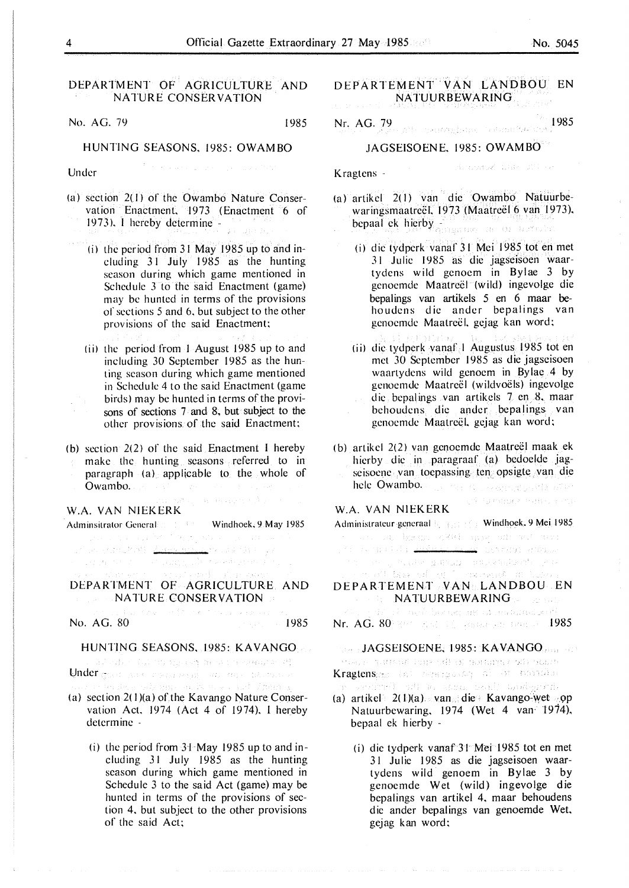## DEPARTMENT OF AGRICULTURE AND NATURE CONSERVATION

No. AG. 79 1985

### HUNTING SEASONS, 1985: OWAMBO

Under -

(a) section 2(1) of the Owambo Nature Conservation Enactment, 1973 (Enactment 6 of 1973), I hereby determine -

(i) the period from 31 May 1985 up to and including 31 July 1985 as the hunting season during which game mentioned in Schedule 3 to the said Enactment (game) may be hunted in terms of the provisions of sections 5 and 6, but subject to the other provisions of the said Enactment;

(ii) the period from 1 August 1985 up to and including 30 September 1985 as the hunting season during which game mentioned in Schedule 4 to the said Enactment (game birds) may be hunted in terms of the provisons of sections 7 and 8, but subject to the other provisions of the said Enactment;

(b) section 2(2) of the said Enactment I hereby make the hunting seasons referred to in paragraph (a) applicable to the whole of Owambo.

W.A. VAN NIEKERK
Adminsitrator General Windhoek, 9 May 1985

---

## DEPARTEMENT VAN LANDBOU EN NATUURBEWARING

Nr. AG. 79 1985

### JAGSEISOENE, 1985: OWAMBO

Kragtens -

(a) artikel 2(1) van die Owambo Natuurbewaringsmaatreël, 1973 (Maatreël 6 van 1973), bepaal ek hierby -

(i) die tydperk vanaf 31 Mei 1985 tot en met 31 Julie 1985 as die jagseisoen waartydens wild genoem in Bylae 3 by genoemde Maatreël (wild) ingevolge die bepalings van artikels 5 en 6 maar behoudens die ander bepalings van genoemde Maatreël, gejag kan word;

(ii) die tydperk vanaf 1 Augustus 1985 tot en met 30 September 1985 as die jagseisoen waartydens wild genoem in Bylae 4 by genoemde Maatreël (wildvoëls) ingevolge die bepalings van artikels 7 en 8, maar behoudens die ander bepalings van genoemde Maatreël, gejag kan word;

(b) artikel 2(2) van genoemde Maatreël maak ek hierby die in paragraaf (a) bedoelde jagseisoene van toepassing ten opsigte van die hele Owambo.

W.A. VAN NIEKERK
Administrateur-generaal Windhoek, 9 Mei 1985

---

## DEPARTMENT OF AGRICULTURE AND NATURE CONSERVATION

No. AG. 80 1985

### HUNTING SEASONS, 1985: KAVANGO

Under -

(a) section 2(1)(a) of the Kavango Nature Conservation Act, 1974 (Act 4 of 1974), I hereby determine -

(i) the period from 31 May 1985 up to and including 31 July 1985 as the hunting season during which game mentioned in Schedule 3 to the said Act (game) may be hunted in terms of the provisions of section 4, but subject to the other provisions of the said Act;

## DEPARTEMENT VAN LANDBOU EN NATUURBEWARING

Nr. AG. 80 1985

### JAGSEISOENE, 1985: KAVANGO

Kragtens -

(a) artikel 2(1)(a) van die Kavango-wet op Natuurbewaring, 1974 (Wet 4 van 1974), bepaal ek hierby -

(i) die tydperk vanaf 31 Mei 1985 tot en met 31 Julie 1985 as die jagseisoen waartydens wild genoem in Bylae 3 by genoemde Wet (wild) ingevolge die bepalings van artikel 4, maar behoudens die ander bepalings van genoemde Wet, gejag kan word;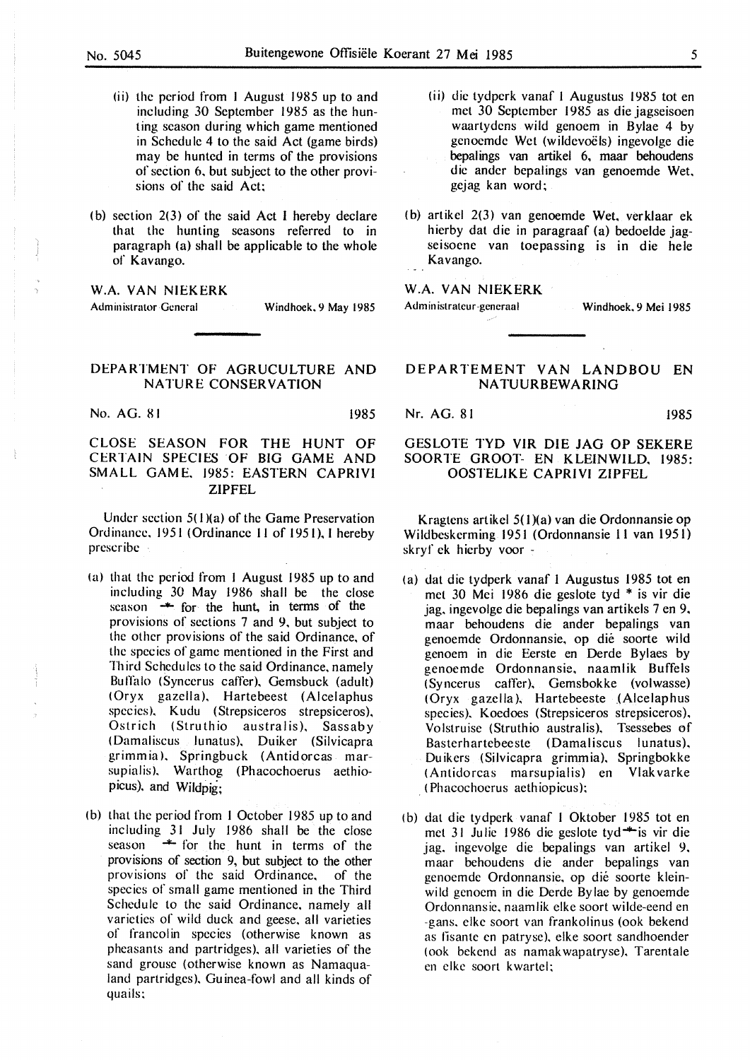(ii) the period from 1 August 1985 up to and including 30 September 1985 as the hunting season during which game mentioned in Schedule 4 to the said Act (game birds) may be hunted in terms of the provisions of section 6, but subject to the other provisions of the said Act;

(b) section 2(3) of the said Act I hereby declare that the hunting seasons referred to in paragraph (a) shall be applicable to the whole of Kavango.

W.A. VAN NIEKERK
Administrator General — Windhoek, 9 May 1985

---

## DEPARTMENT OF AGRUCULTURE AND NATURE CONSERVATION

No. AG. 81 — 1985

### CLOSE SEASON FOR THE HUNT OF CERTAIN SPECIES OF BIG GAME AND SMALL GAME, 1985: EASTERN CAPRIVI ZIPFEL

Under section 5(1)(a) of the Game Preservation Ordinance, 1951 (Ordinance 11 of 1951), I hereby prescribe -

(a) that the period from 1 August 1985 up to and including 30 May 1986 shall be the close season * for the hunt, in terms of the provisions of sections 7 and 9, but subject to the other provisions of the said Ordinance, of the species of game mentioned in the First and Third Schedules to the said Ordinance, namely Buffalo (Syncerus caffer), Gemsbuck (adult) (Oryx gazella), Hartebeest (Alcelaphus species), Kudu (Strepsiceros strepsiceros), Ostrich (Struthio australis), Sassaby (Damaliscus lunatus), Duiker (Silvicapra grimmia), Springbuck (Antidorcas marsupialis), Warthog (Phacochoerus aethiopicus), and Wildpig;

(b) that the period from 1 October 1985 up to and including 31 July 1986 shall be the close season * for the hunt in terms of the provisions of section 9, but subject to the other provisions of the said Ordinance, of the species of small game mentioned in the Third Schedule to the said Ordinance, namely all varieties of wild duck and geese, all varieties of francolin species (otherwise known as pheasants and partridges), all varieties of the sand grouse (otherwise known as Namaqualand partridges), Guinea-fowl and all kinds of quails;

---

(ii) die tydperk vanaf 1 Augustus 1985 tot en met 30 September 1985 as die jagseisoen waartydens wild genoem in Bylae 4 by genoemde Wet (wildevoëls) ingevolge die bepalings van artikel 6, maar behoudens die ander bepalings van genoemde Wet, gejag kan word;

(b) artikel 2(3) van genoemde Wet, verklaar ek hierby dat die in paragraaf (a) bedoelde jagseisoene van toepassing is in die hele Kavango.

W.A. VAN NIEKERK
Administrateur-generaal — Windhoek, 9 Mei 1985

---

## DEPARTEMENT VAN LANDBOU EN NATUURBEWARING

Nr. AG. 81 — 1985

### GESLOTE TYD VIR DIE JAG OP SEKERE SOORTE GROOT- EN KLEINWILD, 1985: OOSTELIKE CAPRIVI ZIPFEL

Kragtens artikel 5(1)(a) van die Ordonnansie op Wildbeskerming 1951 (Ordonnansie 11 van 1951) skryf ek hierby voor -

(a) dat die tydperk vanaf 1 Augustus 1985 tot en met 30 Mei 1986 die geslote tyd * is vir die jag, ingevolge die bepalings van artikels 7 en 9, maar behoudens die ander bepalings van genoemde Ordonnansie, op dié soorte wild genoem in die Eerste en Derde Bylaes by genoemde Ordonnansie, naamlik Buffels (Syncerus caffer), Gemsbokke (volwasse) (Oryx gazella), Hartebeeste (Alcelaphus species), Koedoes (Strepsiceros strepsiceros), Volstruise (Struthio australis), Tsessebes of Basterhartebeeste (Damaliscus lunatus), Duikers (Silvicapra grimmia), Springbokke (Antidorcas marsupialis) en Vlakvarke (Phacochoerus aethiopicus);

(b) dat die tydperk vanaf 1 Oktober 1985 tot en met 31 Julie 1986 die geslote tyd * is vir die jag, ingevolge die bepalings van artikel 9, maar behoudens die ander bepalings van genoemde Ordonnansie, op dié soorte kleinwild genoem in die Derde Bylae by genoemde Ordonnansie, naamlik elke soort wilde-eend en -gans, elke soort van frankolinus (ook bekend as fisante en patryse), elke soort sandhoender (ook bekend as namakwapatryse), Tarentale en elke soort kwartel;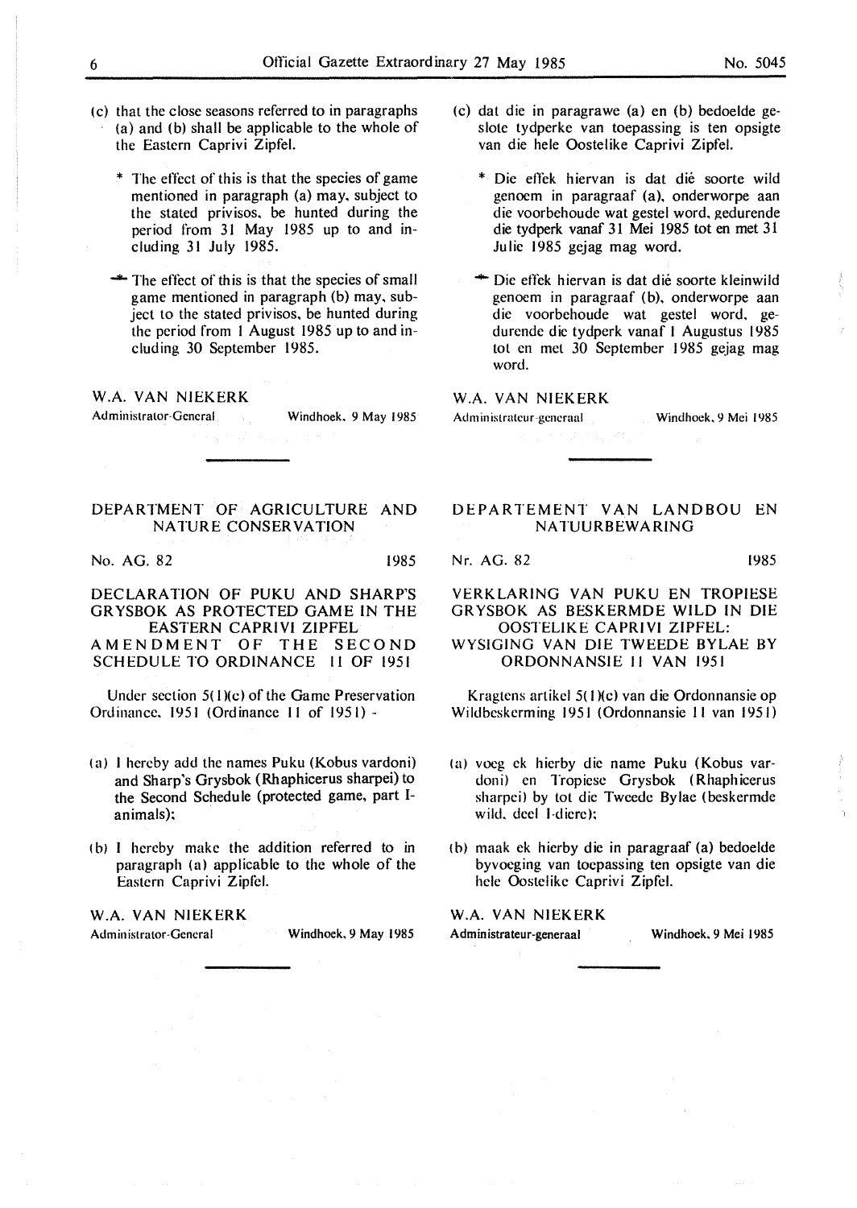(c) that the close seasons referred to in paragraphs (a) and (b) shall be applicable to the whole of the Eastern Caprivi Zipfel.

\* The effect of this is that the species of game mentioned in paragraph (a) may, subject to the stated privisos, be hunted during the period from 31 May 1985 up to and including 31 July 1985.

\*\* The effect of this is that the species of small game mentioned in paragraph (b) may, subject to the stated privisos, be hunted during the period from 1 August 1985 up to and including 30 September 1985.

W.A. VAN NIEKERK
Administrator-General — Windhoek, 9 May 1985

(c) dat die in paragrawe (a) en (b) bedoelde geslote tydperke van toepassing is ten opsigte van die hele Oostelike Caprivi Zipfel.

\* Die effek hiervan is dat dié soorte wild genoem in paragraaf (a), onderworpe aan die voorbehoude wat gestel word, gedurende die tydperk vanaf 31 Mei 1985 tot en met 31 Julie 1985 gejag mag word.

\*\* Die effek hiervan is dat dié soorte kleinwild genoem in paragraaf (b), onderworpe aan die voorbehoude wat gestel word, gedurende die tydperk vanaf 1 Augustus 1985 tot en met 30 September 1985 gejag mag word.

W.A. VAN NIEKERK
Administrateur-generaal — Windhoek, 9 Mei 1985

---

## DEPARTMENT OF AGRICULTURE AND NATURE CONSERVATION

No. AG. 82 — 1985

### DECLARATION OF PUKU AND SHARP'S GRYSBOK AS PROTECTED GAME IN THE EASTERN CAPRIVI ZIPFEL AMENDMENT OF THE SECOND SCHEDULE TO ORDINANCE 11 OF 1951

Under section 5(1)(c) of the Game Preservation Ordinance, 1951 (Ordinance 11 of 1951) -

(a) I hereby add the names Puku (Kobus vardoni) and Sharp's Grysbok (Rhaphicerus sharpei) to the Second Schedule (protected game, part I-animals);

(b) I hereby make the addition referred to in paragraph (a) applicable to the whole of the Eastern Caprivi Zipfel.

W.A. VAN NIEKERK
Administrator-General — Windhoek, 9 May 1985

---

## DEPARTEMENT VAN LANDBOU EN NATUURBEWARING

Nr. AG. 82 — 1985

### VERKLARING VAN PUKU EN TROPIESE GRYSBOK AS BESKERMDE WILD IN DIE OOSTELIKE CAPRIVI ZIPFEL: WYSIGING VAN DIE TWEEDE BYLAE BY ORDONNANSIE 11 VAN 1951

Kragtens artikel 5(1)(c) van die Ordonnansie op Wildbeskerming 1951 (Ordonnansie 11 van 1951)

(a) voeg ek hierby die name Puku (Kobus vardoni) en Tropiese Grysbok (Rhaphicerus sharpei) by tot die Tweede Bylae (beskermde wild, deel I-diere);

(b) maak ek hierby die in paragraaf (a) bedoelde byvoeging van toepassing ten opsigte van die hele Oostelike Caprivi Zipfel.

W.A. VAN NIEKERK
Administrateur-generaal — Windhoek, 9 Mei 1985